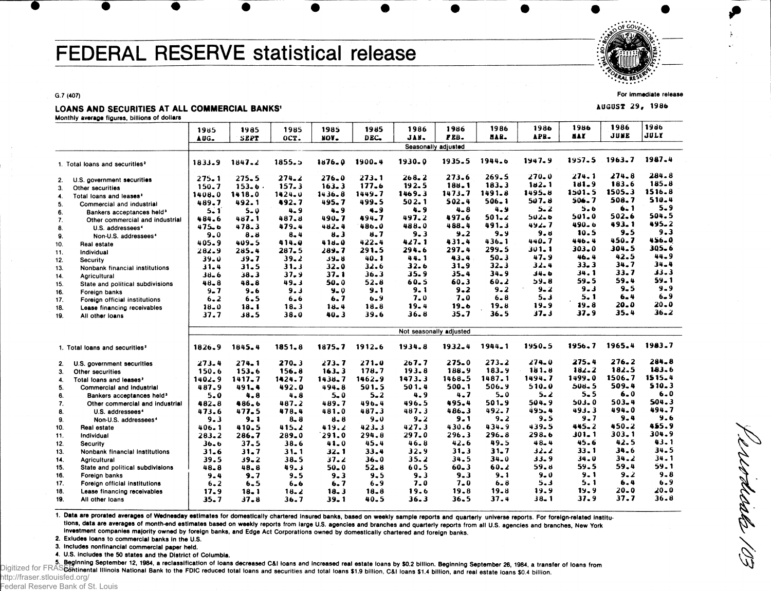# FEDERAL RESERVE statistical release

G.7 (407)

For immediate release

AUGUST 29, 1986

## LOANS AND SECURITIES AT ALL COMMERCIAL BANKS[1]

Monthly average figures, billions of dollars

| | 1985 AUG. | 1985 SEPT | 1985 OCT. | 1985 NOV. | 1985 DEC. | 1986 JAN. | 1986 FEB. | 1986 MAR. | 1986 APR. | 1986 MAY | 1986 JUNE | 1986 JULY |
|---|---|---|---|---|---|---|---|---|---|---|---|---|
| | **Seasonally adjusted** | | | | | | | | | | | |
| 1. Total loans and securities[2] | 1833.9 | 1847.2 | 1855.5 | 1876.0 | 1900.4 | 1930.0 | 1935.5 | 1944.6 | 1947.9 | 1957.5 | 1963.7 | 1987.4 |
| 2. U.S. government securities | 275.1 | 275.5 | 274.2 | 276.0 | 273.1 | 268.2 | 273.6 | 269.5 | 270.0 | 274.1 | 274.8 | 284.8 |
| 3. Other securities | 150.7 | 153.6 | 157.3 | 163.3 | 177.6 | 192.5 | 188.1 | 183.3 | 182.1 | 181.9 | 183.6 | 185.8 |
| 4. Total loans and leases[2] | 1408.0 | 1418.0 | 1424.0 | 1436.8 | 1449.7 | 1469.3 | 1473.7 | 1491.8 | 1495.8 | 1501.5 | 1505.3 | 1516.8 |
| 5. Commercial and industrial | 489.7 | 492.1 | 492.7 | 495.7 | 499.5 | 502.1 | 502.4 | 506.1 | 507.8 | 506.7 | 508.7 | 510.4 |
| 6. Bankers acceptances held[3] | 5.1 | 5.0 | 4.9 | 4.9 | 4.9 | 4.9 | 4.8 | 4.9 | 5.2 | 5.6 | 6.1 | 5.9 |
| 7. Other commercial and industrial | 484.6 | 487.1 | 487.8 | 490.7 | 494.7 | 497.2 | 497.6 | 501.2 | 502.6 | 501.0 | 502.6 | 504.5 |
| 8. U.S. addressees[4] | 475.6 | 478.3 | 479.4 | 482.4 | 486.0 | 488.0 | 488.4 | 491.3 | 492.7 | 490.6 | 493.1 | 495.2 |
| 9. Non-U.S. addressees[4] | 9.0 | 8.8 | 8.4 | 8.3 | 8.7 | 9.3 | 9.2 | 9.9 | 9.8 | 10.5 | 9.5 | 9.3 |
| 10. Real estate | 405.9 | 409.5 | 414.0 | 418.0 | 422.4 | 427.1 | 431.4 | 436.1 | 440.7 | 446.4 | 450.7 | 456.0 |
| 11. Individual | 282.9 | 285.4 | 287.5 | 289.7 | 291.5 | 294.6 | 297.4 | 299.5 | 301.1 | 303.0 | 304.5 | 305.6 |
| 12. Security | 39.0 | 39.7 | 39.2 | 39.8 | 40.1 | 44.1 | 43.4 | 50.3 | 47.9 | 46.4 | 42.5 | 44.9 |
| 13. Nonbank financial institutions | 31.4 | 31.5 | 31.3 | 32.0 | 32.6 | 32.6 | 31.9 | 32.3 | 32.4 | 33.3 | 34.7 | 34.4 |
| 14. Agricultural | 38.6 | 38.3 | 37.9 | 37.1 | 36.3 | 35.9 | 35.4 | 34.9 | 34.6 | 34.1 | 33.7 | 33.3 |
| 15. State and political subdivisions | 48.8 | 48.8 | 49.3 | 50.0 | 52.8 | 60.5 | 60.3 | 60.2 | 59.8 | 59.5 | 59.4 | 59.1 |
| 16. Foreign banks | 9.7 | 9.6 | 9.3 | 9.0 | 9.1 | 9.1 | 9.2 | 9.2 | 9.2 | 9.3 | 9.5 | 9.9 |
| 17. Foreign official institutions | 6.2 | 6.5 | 6.6 | 6.7 | 6.9 | 7.0 | 7.0 | 6.8 | 5.3 | 5.1 | 6.4 | 6.9 |
| 18. Lease financing receivables | 18.0 | 18.1 | 18.3 | 18.4 | 18.8 | 19.4 | 19.6 | 19.8 | 19.9 | 19.8 | 20.0 | 20.0 |
| 19. All other loans | 37.7 | 38.5 | 38.0 | 40.3 | 39.6 | 36.8 | 35.7 | 36.5 | 37.3 | 37.9 | 35.4 | 36.2 |
| | **Not seasonally adjusted** | | | | | | | | | | | |
| 1. Total loans and securities[2] | 1826.9 | 1845.4 | 1851.8 | 1875.7 | 1912.6 | 1934.8 | 1932.4 | 1944.1 | 1950.5 | 1956.7 | 1965.4 | 1983.7 |
| 2. U.S. government securities | 273.4 | 274.1 | 270.3 | 273.7 | 271.0 | 267.7 | 275.0 | 273.2 | 274.0 | 275.4 | 276.2 | 284.8 |
| 3. Other securities | 150.6 | 153.6 | 156.8 | 163.3 | 178.7 | 193.8 | 188.9 | 183.9 | 181.8 | 182.2 | 182.5 | 183.6 |
| 4. Total loans and leases[2] | 1402.9 | 1417.7 | 1424.7 | 1438.7 | 1462.9 | 1473.3 | 1468.5 | 1487.1 | 1494.7 | 1499.0 | 1506.7 | 1515.4 |
| 5. Commercial and industrial | 487.9 | 491.4 | 492.0 | 494.8 | 501.5 | 501.4 | 500.1 | 506.9 | 510.0 | 508.5 | 509.4 | 510.3 |
| 6. Bankers acceptances held[3] | 5.0 | 4.8 | 4.8 | 5.0 | 5.2 | 4.9 | 4.7 | 5.0 | 5.2 | 5.5 | 6.0 | 6.0 |
| 7. Other commercial and industrial | 482.8 | 486.6 | 487.2 | 489.7 | 496.4 | 496.5 | 495.4 | 501.9 | 504.9 | 503.0 | 503.4 | 504.3 |
| 8. U.S. addressees[4] | 473.6 | 477.5 | 478.4 | 481.0 | 487.3 | 487.3 | 486.3 | 492.7 | 495.4 | 493.3 | 494.0 | 494.7 |
| 9. Non-U.S. addressees[4] | 9.3 | 9.1 | 8.8 | 8.8 | 9.0 | 9.2 | 9.1 | 9.2 | 9.5 | 9.7 | 9.4 | 9.6 |
| 10. Real estate | 406.1 | 410.5 | 415.2 | 419.2 | 423.3 | 427.3 | 430.6 | 434.9 | 439.5 | 445.2 | 450.2 | 455.9 |
| 11. Individual | 283.2 | 286.7 | 289.0 | 291.0 | 294.8 | 297.0 | 296.3 | 296.8 | 298.6 | 301.1 | 303.1 | 304.9 |
| 12. Security | 36.6 | 37.5 | 38.6 | 41.0 | 45.4 | 46.8 | 42.6 | 49.5 | 48.4 | 45.6 | 42.5 | 43.1 |
| 13. Nonbank financial institutions | 31.6 | 31.7 | 31.1 | 32.1 | 33.4 | 32.9 | 31.3 | 31.7 | 32.2 | 33.1 | 34.6 | 34.5 |
| 14. Agricultural | 39.5 | 39.2 | 38.5 | 37.2 | 36.0 | 35.2 | 34.5 | 34.0 | 33.9 | 34.0 | 34.2 | 34.1 |
| 15. State and political subdivisions | 48.8 | 48.8 | 49.3 | 50.0 | 52.8 | 60.5 | 60.3 | 60.2 | 59.8 | 59.5 | 59.4 | 59.1 |
| 16. Foreign banks | 9.4 | 9.7 | 9.5 | 9.3 | 9.5 | 9.3 | 9.3 | 9.1 | 9.0 | 9.1 | 9.2 | 9.8 |
| 17. Foreign official institutions | 6.2 | 6.5 | 6.6 | 6.7 | 6.9 | 7.0 | 7.0 | 6.8 | 5.3 | 5.1 | 6.4 | 6.9 |
| 18. Lease financing receivables | 17.9 | 18.1 | 18.2 | 18.3 | 18.8 | 19.6 | 19.8 | 19.8 | 19.9 | 19.9 | 20.0 | 20.0 |
| 19. All other loans | 35.7 | 37.8 | 36.7 | 39.1 | 40.5 | 36.3 | 36.5 | 37.4 | 38.1 | 37.9 | 37.7 | 36.8 |

1. Data are prorated averages of Wednesday estimates for domestically chartered insured banks, based on weekly sample reports and quarterly universe reports. For foreign-related institutions, data are averages of month-end estimates based on weekly reports from large U.S. agencies and branches and quarterly reports from all U.S. agencies and branches, New York investment companies majority owned by foreign banks, and Edge Act Corporations owned by domestically chartered and foreign banks.
2. Exludes loans to commercial banks in the U.S.
3. Includes nonfinancial commercial paper held.
4. U.S. includes the 50 states and the District of Columbia.
5. Beginning September 12, 1984, a reclassification of loans decreased C&I loans and increased real estate loans by $0.2 billion. Beginning September 26, 1984, a transfer of loans from Continental Illinois National Bank to the FDIC reduced total loans and securities and total loans $1.9 billion, C&I loans $1.4 billion, and real estate loans $0.4 billion.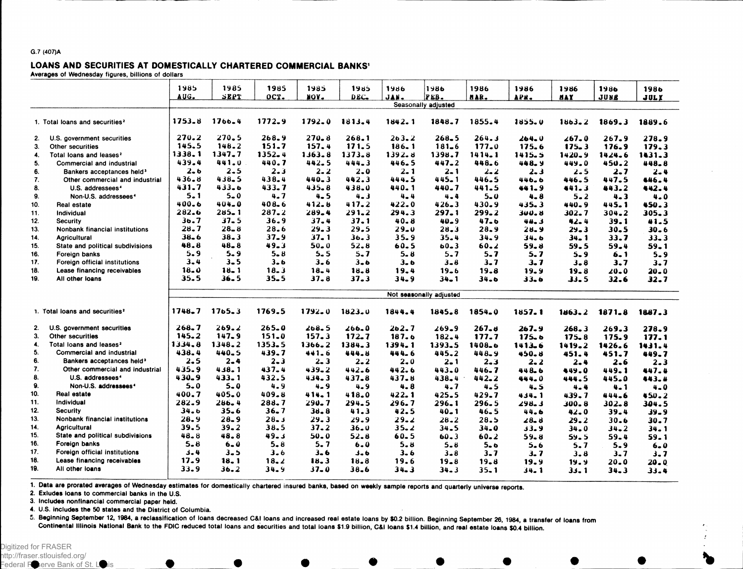G.7 (407)A

## LOANS AND SECURITIES AT DOMESTICALLY CHARTERED COMMERCIAL BANKS[1]

Averages of Wednesday figures, billions of dollars

| | 1985 AUG. | 1985 SEPT | 1985 OCT. | 1985 NOV. | 1985 DEC. | 1986 JAN. | 1986 FEB. | 1986 MAR. | 1986 APR. | 1986 MAY | 1986 JUNE | 1986 JULY |
|---|---|---|---|---|---|---|---|---|---|---|---|---|
| | Seasonally adjusted | | | | | | | | | | | |
| 1. Total loans and securities[2] | 1753.8 | 1766.4 | 1772.9 | 1792.0 | 1813.4 | 1842.1 | 1848.7 | 1855.4 | 1855.0 | 1863.2 | 1869.3 | 1889.6 |
| 2. U.S. government securities | 270.2 | 270.5 | 268.9 | 270.8 | 268.1 | 263.2 | 268.5 | 264.3 | 264.0 | 267.0 | 267.9 | 278.9 |
| 3. Other securities | 145.5 | 148.2 | 151.7 | 157.4 | 171.5 | 186.1 | 181.6 | 177.0 | 175.6 | 175.3 | 176.9 | 179.3 |
| 4. Total loans and leases[2] | 1338.1 | 1347.7 | 1352.4 | 1363.8 | 1373.8 | 1392.8 | 1398.7 | 1414.1 | 1415.5 | 1420.9 | 1424.6 | 1431.3 |
| 5. Commercial and industrial | 439.4 | 441.0 | 440.7 | 442.5 | 444.3 | 446.5 | 447.2 | 448.6 | 448.9 | 449.0 | 450.2 | 448.8 |
| 6. Bankers acceptances held[3] | 2.6 | 2.5 | 2.3 | 2.2 | 2.0 | 2.1 | 2.1 | 2.2 | 2.3 | 2.5 | 2.7 | 2.4 |
| 7. Other commercial and industrial | 436.8 | 438.5 | 438.4 | 440.3 | 442.3 | 444.5 | 445.1 | 446.5 | 446.6 | 446.5 | 447.5 | 446.4 |
| 8. U.S. addressees[4] | 431.7 | 433.6 | 433.7 | 435.8 | 438.0 | 440.1 | 440.7 | 441.5 | 441.9 | 441.3 | 443.2 | 442.4 |
| 9. Non-U.S. addressees[4] | 5.1 | 5.0 | 4.7 | 4.5 | 4.3 | 4.4 | 4.4 | 5.0 | 4.8 | 5.2 | 4.3 | 4.0 |
| 10. Real estate | 400.6 | 404.0 | 408.6 | 412.8 | 417.2 | 422.0 | 426.3 | 430.9 | 435.3 | 440.9 | 445.1 | 450.3 |
| 11. Individual | 282.6 | 285.1 | 287.2 | 289.4 | 291.2 | 294.3 | 297.1 | 299.2 | 300.8 | 302.7 | 304.2 | 305.3 |
| 12. Security | 36.7 | 37.5 | 36.9 | 37.4 | 37.1 | 40.8 | 40.9 | 47.6 | 44.3 | 42.4 | 39.1 | 41.5 |
| 13. Nonbank financial institutions | 28.7 | 28.8 | 28.6 | 29.3 | 29.5 | 29.0 | 28.3 | 28.9 | 28.9 | 29.3 | 30.5 | 30.6 |
| 14. Agricultural | 38.6 | 38.3 | 37.9 | 37.1 | 36.3 | 35.9 | 35.4 | 34.9 | 34.6 | 34.1 | 33.7 | 33.3 |
| 15. State and political subdivisions | 48.8 | 48.8 | 49.3 | 50.0 | 52.8 | 60.5 | 60.3 | 60.2 | 59.8 | 59.5 | 59.4 | 59.1 |
| 16. Foreign banks | 5.9 | 5.9 | 5.8 | 5.5 | 5.7 | 5.8 | 5.7 | 5.7 | 5.7 | 5.9 | 6.1 | 5.9 |
| 17. Foreign official institutions | 3.4 | 3.5 | 3.6 | 3.6 | 3.6 | 3.6 | 3.8 | 3.7 | 3.7 | 3.8 | 3.7 | 3.7 |
| 18. Lease financing receivables | 18.0 | 18.1 | 18.3 | 18.4 | 18.8 | 19.4 | 19.6 | 19.8 | 19.9 | 19.8 | 20.0 | 20.0 |
| 19. All other loans | 35.5 | 36.5 | 35.5 | 37.8 | 37.3 | 34.9 | 34.1 | 34.6 | 33.6 | 33.5 | 32.6 | 32.7 |
| | Not seasonally adjusted | | | | | | | | | | | |
| 1. Total loans and securities[2] | 1748.7 | 1765.3 | 1769.5 | 1792.0 | 1823.0 | 1844.4 | 1845.8 | 1854.0 | 1857.1 | 1863.2 | 1871.8 | 1887.3 |
| 2. U.S. government securities | 268.7 | 269.2 | 265.0 | 268.5 | 266.0 | 262.7 | 269.9 | 267.8 | 267.9 | 268.3 | 269.3 | 278.9 |
| 3. Other securities | 145.2 | 147.9 | 151.0 | 157.3 | 172.7 | 187.6 | 182.4 | 177.7 | 175.6 | 175.8 | 175.9 | 177.1 |
| 4. Total loans and leases[2] | 1334.8 | 1348.2 | 1353.5 | 1366.2 | 1384.3 | 1394.1 | 1393.5 | 1408.6 | 1413.6 | 1419.2 | 1426.6 | 1431.4 |
| 5. Commercial and industrial | 438.4 | 440.5 | 439.7 | 441.6 | 444.8 | 444.6 | 445.2 | 448.9 | 450.8 | 451.4 | 451.7 | 449.7 |
| 6. Bankers acceptances held[3] | 2.5 | 2.4 | 2.3 | 2.3 | 2.2 | 2.0 | 2.1 | 2.3 | 2.2 | 2.4 | 2.6 | 2.3 |
| 7. Other commercial and industrial | 435.9 | 438.1 | 437.4 | 439.2 | 442.6 | 442.6 | 443.0 | 446.7 | 448.6 | 449.0 | 449.1 | 447.4 |
| 8. U.S. addressees[4] | 430.9 | 433.1 | 432.5 | 434.3 | 437.8 | 437.8 | 438.4 | 442.2 | 444.0 | 444.5 | 445.0 | 443.4 |
| 9. Non-U.S. addressees[4] | 5.0 | 5.0 | 4.9 | 4.9 | 4.9 | 4.8 | 4.7 | 4.5 | 4.5 | 4.4 | 4.1 | 4.0 |
| 10. Real estate | 400.7 | 405.0 | 409.8 | 414.1 | 418.0 | 422.1 | 425.5 | 429.7 | 434.1 | 439.7 | 444.6 | 450.2 |
| 11. Individual | 282.9 | 286.4 | 288.7 | 290.7 | 294.5 | 296.7 | 296.1 | 296.5 | 298.3 | 300.8 | 302.8 | 304.5 |
| 12. Security | 34.6 | 35.6 | 36.7 | 38.8 | 41.3 | 42.5 | 40.1 | 46.5 | 44.6 | 42.0 | 39.4 | 39.9 |
| 13. Nonbank financial institutions | 28.9 | 28.9 | 28.3 | 29.3 | 29.9 | 29.2 | 28.2 | 28.5 | 28.8 | 29.2 | 30.6 | 30.7 |
| 14. Agricultural | 39.5 | 39.2 | 38.5 | 37.2 | 36.0 | 35.2 | 34.5 | 34.0 | 33.9 | 34.0 | 34.2 | 34.1 |
| 15. State and political subdivisions | 48.8 | 48.8 | 49.3 | 50.0 | 52.8 | 60.5 | 60.3 | 60.2 | 59.8 | 59.5 | 59.4 | 59.1 |
| 16. Foreign banks | 5.8 | 6.0 | 5.8 | 5.7 | 6.0 | 5.8 | 5.8 | 5.6 | 5.6 | 5.7 | 5.9 | 6.0 |
| 17. Foreign official institutions | 3.4 | 3.5 | 3.6 | 3.6 | 3.6 | 3.6 | 3.8 | 3.7 | 3.7 | 3.8 | 3.7 | 3.7 |
| 18. Lease financing receivables | 17.9 | 18.1 | 18.2 | 18.3 | 18.8 | 19.6 | 19.8 | 19.8 | 19.9 | 19.9 | 20.0 | 20.0 |
| 19. All other loans | 33.9 | 36.2 | 34.9 | 37.0 | 38.6 | 34.3 | 34.3 | 35.1 | 34.1 | 33.1 | 34.3 | 33.4 |

1. Data are prorated averages of Wednesday estimates for domestically chartered insured banks, based on weekly sample reports and quarterly universe reports.
2. Exludes loans to commercial banks in the U.S.
3. Includes nonfinancial commercial paper held.
4. U.S. includes the 50 states and the District of Columbia.
5. Beginning September 12, 1984, a reclassification of loans decreased C&I loans and increased real estate loans by $0.2 billion. Beginning September 26, 1984, a transfer of loans from Continental Illinois National Bank to the FDIC reduced total loans and securities and total loans $1.9 billion, C&I loans $1.4 billion, and real estate loans $0.4 billion.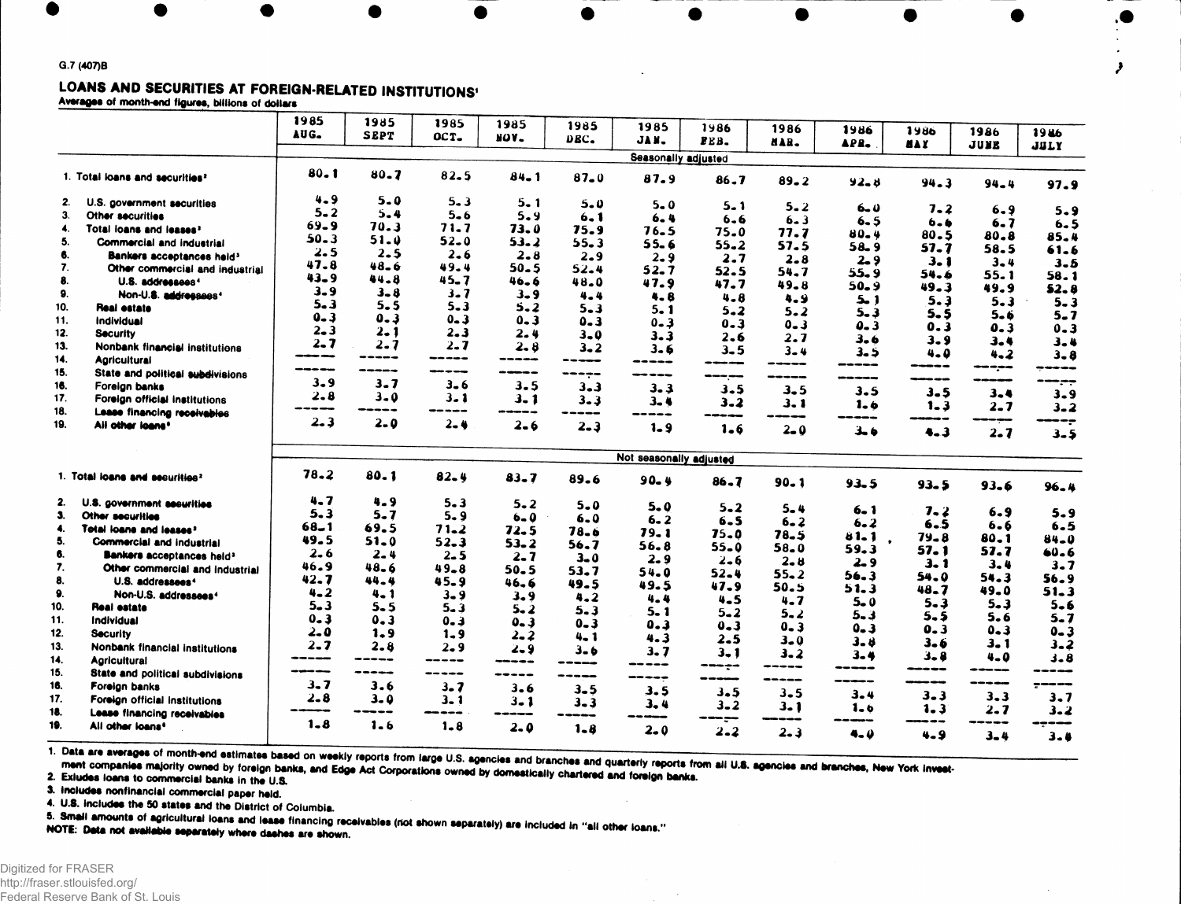G.7 (407)B

## LOANS AND SECURITIES AT FOREIGN-RELATED INSTITUTIONS[1]

Averages of month-end figures, billions of dollars

| | 1985 AUG. | 1985 SEPT | 1985 OCT. | 1985 NOV. | 1985 DEC. | 1985 JAN. | 1986 FEB. | 1986 MAR. | 1986 APR. | 1986 MAY | 1986 JUNE | 1986 JULY |
|---|---|---|---|---|---|---|---|---|---|---|---|---|
| | Seasonally adjusted | | | | | | | | | | | |
| 1. Total loans and securities[2] | 80.1 | 80.7 | 82.5 | 84.1 | 87.0 | 87.9 | 86.7 | 89.2 | 92.8 | 94.3 | 94.4 | 97.9 |
| 2. U.S. government securities | 4.9 | 5.0 | 5.3 | 5.1 | 5.0 | 5.0 | 5.1 | 5.2 | 6.0 | 7.2 | 6.9 | 5.9 |
| 3. Other securities | 5.2 | 5.4 | 5.6 | 5.9 | 6.1 | 6.4 | 6.6 | 6.3 | 6.5 | 6.6 | 6.7 | 6.5 |
| 4. Total loans and leases[2] | 69.9 | 70.3 | 71.7 | 73.0 | 75.9 | 76.5 | 75.0 | 77.7 | 80.4 | 80.5 | 80.8 | 85.4 |
| 5. Commercial and industrial | 50.3 | 51.0 | 52.0 | 53.2 | 55.3 | 55.6 | 55.2 | 57.5 | 58.9 | 57.7 | 58.5 | 61.6 |
| 6. Bankers acceptances held[3] | 2.5 | 2.5 | 2.6 | 2.8 | 2.9 | 2.9 | 2.7 | 2.8 | 2.9 | 3.1 | 3.4 | 3.5 |
| 7. Other commercial and industrial | 47.8 | 48.6 | 49.4 | 50.5 | 52.4 | 52.7 | 52.5 | 54.7 | 55.9 | 54.6 | 55.1 | 58.1 |
| 8. U.S. addressees[4] | 43.9 | 44.8 | 45.7 | 46.6 | 48.0 | 47.9 | 47.7 | 49.8 | 50.9 | 49.3 | 49.9 | 52.8 |
| 9. Non-U.S. addressees[4] | 3.9 | 3.8 | 3.7 | 3.9 | 4.4 | 4.8 | 4.8 | 4.9 | 5.1 | 5.3 | 5.3 | 5.3 |
| 10. Real estate | 5.3 | 5.5 | 5.3 | 5.2 | 5.3 | 5.1 | 5.2 | 5.2 | 5.3 | 5.5 | 5.6 | 5.7 |
| 11. Individual | 0.3 | 0.3 | 0.3 | 0.3 | 0.3 | 0.3 | 0.3 | 0.3 | 0.3 | 0.3 | 0.3 | 0.3 |
| 12. Security | 2.3 | 2.1 | 2.3 | 2.4 | 3.0 | 3.3 | 2.6 | 2.7 | 3.6 | 3.9 | 3.4 | 3.4 |
| 13. Nonbank financial institutions | 2.7 | 2.7 | 2.7 | 2.8 | 3.2 | 3.6 | 3.5 | 3.4 | 3.5 | 4.0 | 4.2 | 3.8 |
| 14. Agricultural | ----- | ----- | ----- | ----- | ----- | ----- | ----- | ----- | ----- | ----- | ----- | ----- |
| 15. State and political subdivisions | ----- | ----- | ----- | ----- | ----- | ----- | ----- | ----- | ----- | ----- | ----- | ----- |
| 16. Foreign banks | 3.9 | 3.7 | 3.6 | 3.5 | 3.3 | 3.3 | 3.5 | 3.5 | 3.5 | 3.5 | 3.4 | 3.9 |
| 17. Foreign official institutions | 2.8 | 3.0 | 3.1 | 3.1 | 3.3 | 3.4 | 3.2 | 3.1 | 1.6 | 1.3 | 2.7 | 3.2 |
| 18. Lease financing receivables | ----- | ----- | ----- | ----- | ----- | ----- | ----- | ----- | ----- | ----- | ----- | ----- |
| 19. All other loans[5] | 2.3 | 2.0 | 2.4 | 2.6 | 2.3 | 1.9 | 1.6 | 2.0 | 3.6 | 4.3 | 2.7 | 3.5 |
| | Not seasonally adjusted | | | | | | | | | | | |
| 1. Total loans and securities[2] | 78.2 | 80.1 | 82.4 | 83.7 | 89.6 | 90.4 | 86.7 | 90.1 | 93.5 | 93.5 | 93.6 | 96.4 |
| 2. U.S. government securities | 4.7 | 4.9 | 5.3 | 5.2 | 5.0 | 5.0 | 5.2 | 5.4 | 6.1 | 7.2 | 6.9 | 5.9 |
| 3. Other securities | 5.3 | 5.7 | 5.9 | 6.0 | 6.0 | 6.2 | 6.5 | 6.2 | 6.2 | 6.5 | 6.6 | 6.5 |
| 4. Total loans and leases[2] | 68.1 | 69.5 | 71.2 | 72.5 | 78.6 | 79.1 | 75.0 | 78.5 | 81.1 | 79.8 | 80.1 | 84.0 |
| 5. Commercial and industrial | 49.5 | 51.0 | 52.3 | 53.2 | 56.7 | 56.8 | 55.0 | 58.0 | 59.3 | 57.1 | 57.7 | 60.6 |
| 6. Bankers acceptances held[3] | 2.6 | 2.4 | 2.5 | 2.7 | 3.0 | 2.9 | 2.6 | 2.8 | 2.9 | 3.1 | 3.4 | 3.7 |
| 7. Other commercial and industrial | 46.9 | 48.6 | 49.8 | 50.5 | 53.7 | 54.0 | 52.4 | 55.2 | 56.3 | 54.0 | 54.3 | 56.9 |
| 8. U.S. addressees[4] | 42.7 | 44.4 | 45.9 | 46.6 | 49.5 | 49.5 | 47.9 | 50.5 | 51.3 | 48.7 | 49.0 | 51.3 |
| 9. Non-U.S. addressees[4] | 4.2 | 4.1 | 3.9 | 3.9 | 4.2 | 4.4 | 4.5 | 4.7 | 5.0 | 5.3 | 5.3 | 5.6 |
| 10. Real estate | 5.3 | 5.5 | 5.3 | 5.2 | 5.3 | 5.1 | 5.2 | 5.2 | 5.3 | 5.5 | 5.6 | 5.7 |
| 11. Individual | 0.3 | 0.3 | 0.3 | 0.3 | 0.3 | 0.3 | 0.3 | 0.3 | 0.3 | 0.3 | 0.3 | 0.3 |
| 12. Security | 2.0 | 1.9 | 1.9 | 2.2 | 4.1 | 4.3 | 2.5 | 3.0 | 3.8 | 3.6 | 3.1 | 3.2 |
| 13. Nonbank financial institutions | 2.7 | 2.8 | 2.9 | 2.9 | 3.6 | 3.7 | 3.1 | 3.2 | 3.4 | 3.8 | 4.0 | 3.8 |
| 14. Agricultural | ----- | ----- | ----- | ----- | ----- | ----- | ----- | ----- | ----- | ----- | ----- | ----- |
| 15. State and political subdivisions | ----- | ----- | ----- | ----- | ----- | ----- | ----- | ----- | ----- | ----- | ----- | ----- |
| 16. Foreign banks | 3.7 | 3.6 | 3.7 | 3.6 | 3.5 | 3.5 | 3.5 | 3.5 | 3.4 | 3.3 | 3.3 | 3.7 |
| 17. Foreign official institutions | 2.8 | 3.0 | 3.1 | 3.1 | 3.3 | 3.4 | 3.2 | 3.1 | 1.6 | 1.3 | 2.7 | 3.2 |
| 18. Lease financing receivables | ----- | ----- | ----- | ----- | ----- | ----- | ----- | ----- | ----- | ----- | ----- | ----- |
| 19. All other loans[5] | 1.8 | 1.6 | 1.8 | 2.0 | 1.8 | 2.0 | 2.2 | 2.3 | 4.0 | 4.9 | 3.4 | 3.8 |

1. Data are averages of month-end estimates based on weekly reports from large U.S. agencies and branches and quarterly reports from all U.S. agencies and branches, New York investment companies majority owned by foreign banks, and Edge Act Corporations owned by domestically chartered and foreign banks.
2. Excludes loans to commercial banks in the U.S.
3. Includes nonfinancial commercial paper held.
4. U.S. includes the 50 states and the District of Columbia.
5. Small amounts of agricultural loans and lease financing receivables (not shown separately) are included in "all other loans."

NOTE: Data not available separately where dashes are shown.